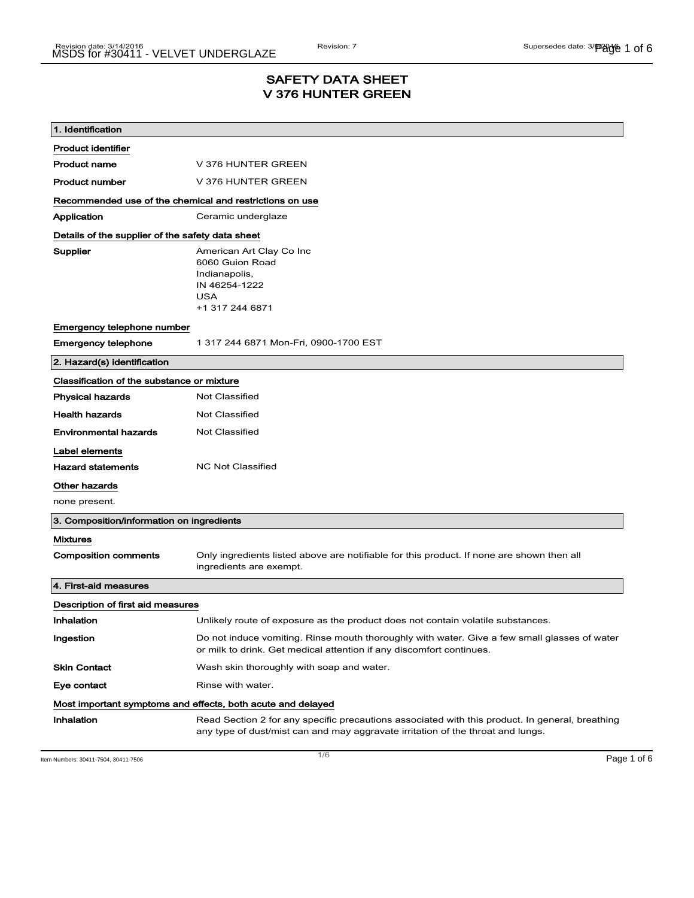# SAFETY DATA SHEET
# V 376 HUNTER GREEN

## 1. Identification

**Product identifier**

| | |
|---|---|
| **Product name** | V 376 HUNTER GREEN |
| **Product number** | V 376 HUNTER GREEN |

**Recommended use of the chemical and restrictions on use**

| | |
|---|---|
| **Application** | Ceramic underglaze |

**Details of the supplier of the safety data sheet**

| | |
|---|---|
| **Supplier** | American Art Clay Co Inc<br>6060 Guion Road<br>Indianapolis,<br>IN 46254-1222<br>USA<br>+1 317 244 6871 |

**Emergency telephone number**

| | |
|---|---|
| **Emergency telephone** | 1 317 244 6871 Mon-Fri, 0900-1700 EST |

## 2. Hazard(s) identification

**Classification of the substance or mixture**

| | |
|---|---|
| **Physical hazards** | Not Classified |
| **Health hazards** | Not Classified |
| **Environmental hazards** | Not Classified |

**Label elements**

| | |
|---|---|
| **Hazard statements** | NC Not Classified |

**Other hazards**

none present.

## 3. Composition/information on ingredients

**Mixtures**

| | |
|---|---|
| **Composition comments** | Only ingredients listed above are notifiable for this product. If none are shown then all ingredients are exempt. |

## 4. First-aid measures

**Description of first aid measures**

| | |
|---|---|
| **Inhalation** | Unlikely route of exposure as the product does not contain volatile substances. |
| **Ingestion** | Do not induce vomiting. Rinse mouth thoroughly with water. Give a few small glasses of water or milk to drink. Get medical attention if any discomfort continues. |
| **Skin Contact** | Wash skin thoroughly with soap and water. |
| **Eye contact** | Rinse with water. |

**Most important symptoms and effects, both acute and delayed**

| | |
|---|---|
| **Inhalation** | Read Section 2 for any specific precautions associated with this product. In general, breathing any type of dust/mist can and may aggravate irritation of the throat and lungs. |

Item Numbers: 30411-7504, 30411-7506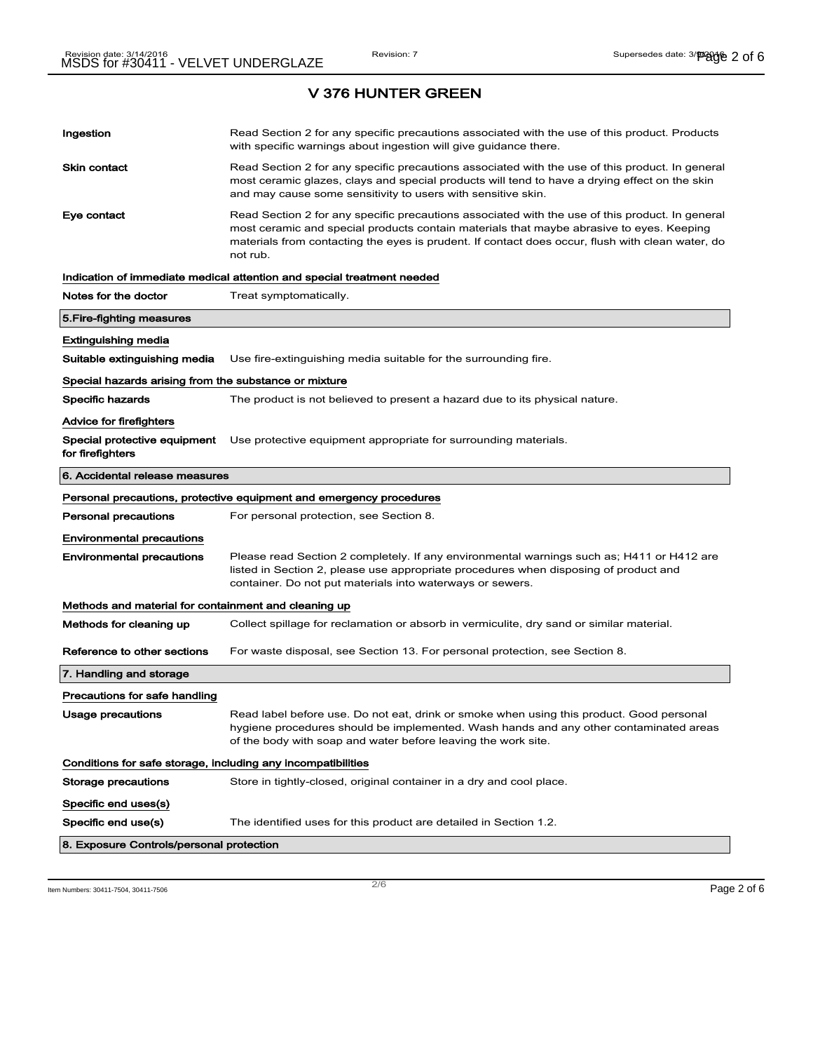## V 376 HUNTER GREEN

| | |
|---|---|
| **Ingestion** | Read Section 2 for any specific precautions associated with the use of this product. Products with specific warnings about ingestion will give guidance there. |
| **Skin contact** | Read Section 2 for any specific precautions associated with the use of this product. In general most ceramic glazes, clays and special products will tend to have a drying effect on the skin and may cause some sensitivity to users with sensitive skin. |
| **Eye contact** | Read Section 2 for any specific precautions associated with the use of this product. In general most ceramic and special products contain materials that maybe abrasive to eyes. Keeping materials from contacting the eyes is prudent. If contact does occur, flush with clean water, do not rub. |

**Indication of immediate medical attention and special treatment needed**

| | |
|---|---|
| **Notes for the doctor** | Treat symptomatically. |

### 5.Fire-fighting measures

**Extinguishing media**

| | |
|---|---|
| **Suitable extinguishing media** | Use fire-extinguishing media suitable for the surrounding fire. |

**Special hazards arising from the substance or mixture**

| | |
|---|---|
| **Specific hazards** | The product is not believed to present a hazard due to its physical nature. |

**Advice for firefighters**

| | |
|---|---|
| **Special protective equipment for firefighters** | Use protective equipment appropriate for surrounding materials. |

### 6. Accidental release measures

**Personal precautions, protective equipment and emergency procedures**

| | |
|---|---|
| **Personal precautions** | For personal protection, see Section 8. |

**Environmental precautions**

| | |
|---|---|
| **Environmental precautions** | Please read Section 2 completely. If any environmental warnings such as; H411 or H412 are listed in Section 2, please use appropriate procedures when disposing of product and container. Do not put materials into waterways or sewers. |

**Methods and material for containment and cleaning up**

| | |
|---|---|
| **Methods for cleaning up** | Collect spillage for reclamation or absorb in vermiculite, dry sand or similar material. |
| **Reference to other sections** | For waste disposal, see Section 13. For personal protection, see Section 8. |

### 7. Handling and storage

**Precautions for safe handling**

| | |
|---|---|
| **Usage precautions** | Read label before use. Do not eat, drink or smoke when using this product. Good personal hygiene procedures should be implemented. Wash hands and any other contaminated areas of the body with soap and water before leaving the work site. |

**Conditions for safe storage, including any incompatibilities**

| | |
|---|---|
| **Storage precautions** | Store in tightly-closed, original container in a dry and cool place. |

**Specific end uses(s)**

| | |
|---|---|
| **Specific end use(s)** | The identified uses for this product are detailed in Section 1.2. |

### 8. Exposure Controls/personal protection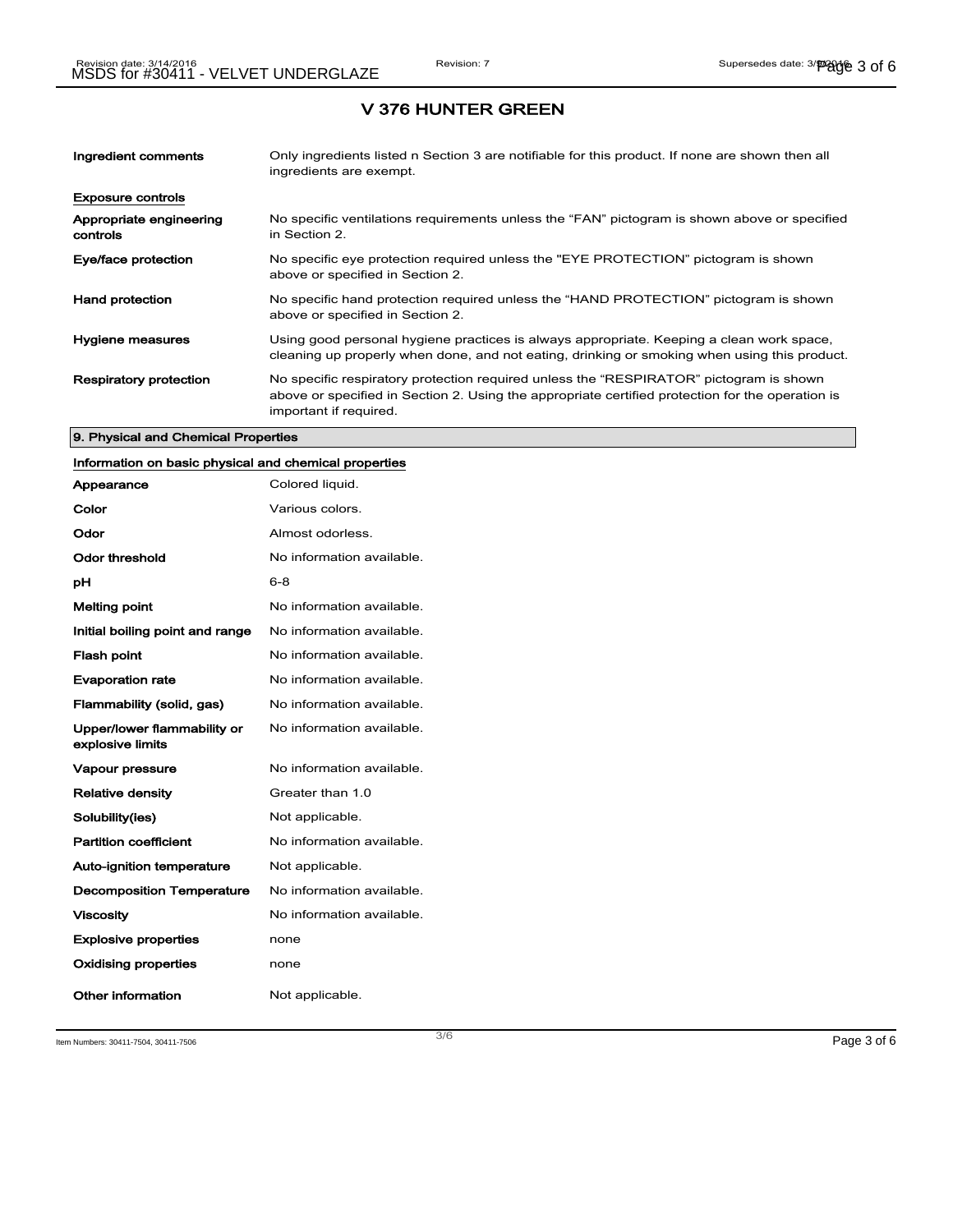# V 376 HUNTER GREEN

| | |
|---|---|
| **Ingredient comments** | Only ingredients listed n Section 3 are notifiable for this product. If none are shown then all ingredients are exempt. |

**Exposure controls**

| | |
|---|---|
| **Appropriate engineering controls** | No specific ventilations requirements unless the "FAN" pictogram is shown above or specified in Section 2. |
| **Eye/face protection** | No specific eye protection required unless the "EYE PROTECTION" pictogram is shown above or specified in Section 2. |
| **Hand protection** | No specific hand protection required unless the "HAND PROTECTION" pictogram is shown above or specified in Section 2. |
| **Hygiene measures** | Using good personal hygiene practices is always appropriate. Keeping a clean work space, cleaning up properly when done, and not eating, drinking or smoking when using this product. |
| **Respiratory protection** | No specific respiratory protection required unless the "RESPIRATOR" pictogram is shown above or specified in Section 2. Using the appropriate certified protection for the operation is important if required. |

## 9. Physical and Chemical Properties

**Information on basic physical and chemical properties**

| | |
|---|---|
| **Appearance** | Colored liquid. |
| **Color** | Various colors. |
| **Odor** | Almost odorless. |
| **Odor threshold** | No information available. |
| **pH** | 6-8 |
| **Melting point** | No information available. |
| **Initial boiling point and range** | No information available. |
| **Flash point** | No information available. |
| **Evaporation rate** | No information available. |
| **Flammability (solid, gas)** | No information available. |
| **Upper/lower flammability or explosive limits** | No information available. |
| **Vapour pressure** | No information available. |
| **Relative density** | Greater than 1.0 |
| **Solubility(ies)** | Not applicable. |
| **Partition coefficient** | No information available. |
| **Auto-ignition temperature** | Not applicable. |
| **Decomposition Temperature** | No information available. |
| **Viscosity** | No information available. |
| **Explosive properties** | none |
| **Oxidising properties** | none |
| **Other information** | Not applicable. |

Item Numbers: 30411-7504, 30411-7506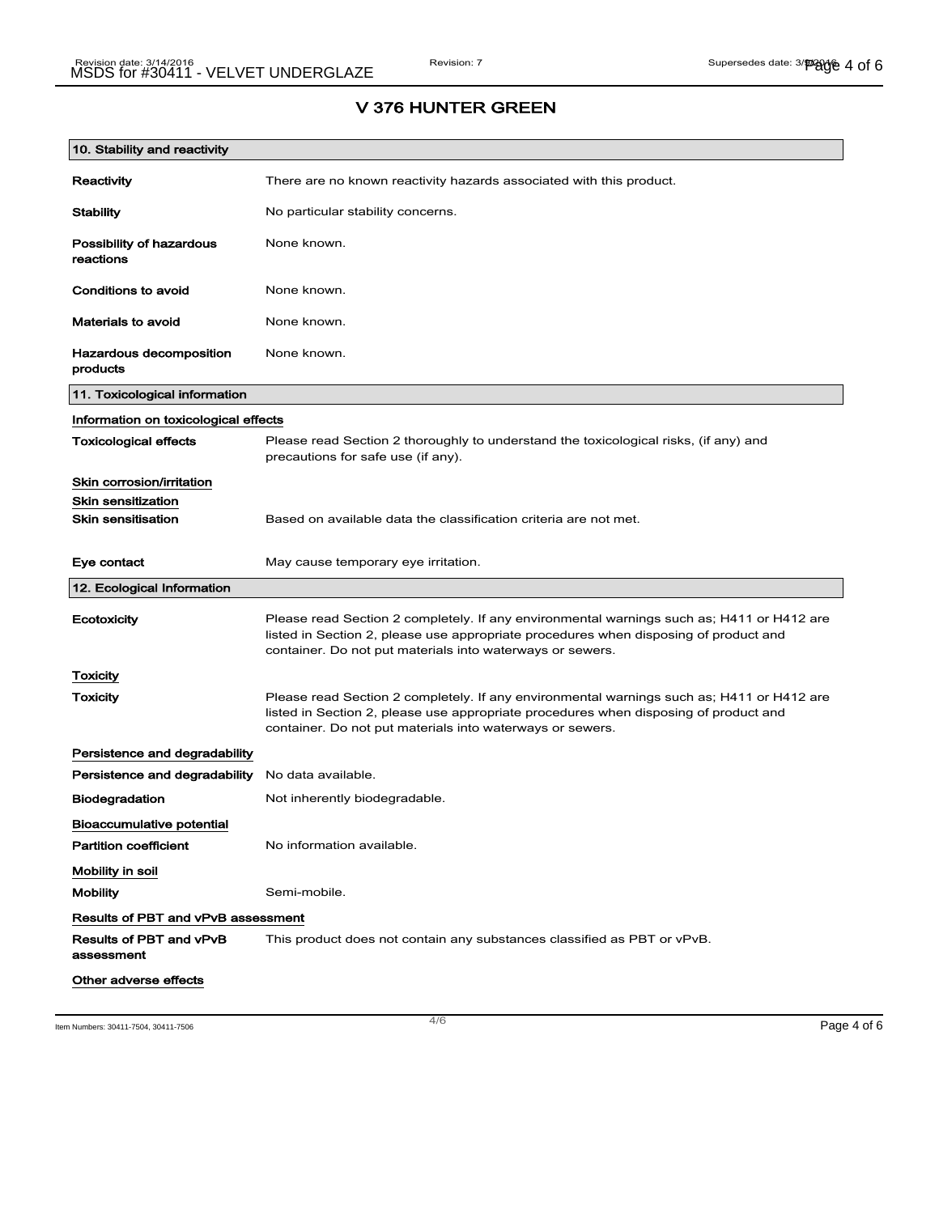# V 376 HUNTER GREEN

## 10. Stability and reactivity

| | |
|---|---|
| **Reactivity** | There are no known reactivity hazards associated with this product. |
| **Stability** | No particular stability concerns. |
| **Possibility of hazardous reactions** | None known. |
| **Conditions to avoid** | None known. |
| **Materials to avoid** | None known. |
| **Hazardous decomposition products** | None known. |

## 11. Toxicological information

### Information on toxicological effects

| | |
|---|---|
| **Toxicological effects** | Please read Section 2 thoroughly to understand the toxicological risks, (if any) and precautions for safe use (if any). |

### Skin corrosion/irritation

### Skin sensitization

| | |
|---|---|
| **Skin sensitisation** | Based on available data the classification criteria are not met. |
| **Eye contact** | May cause temporary eye irritation. |

## 12. Ecological Information

| | |
|---|---|
| **Ecotoxicity** | Please read Section 2 completely. If any environmental warnings such as; H411 or H412 are listed in Section 2, please use appropriate procedures when disposing of product and container. Do not put materials into waterways or sewers. |

### Toxicity

| | |
|---|---|
| **Toxicity** | Please read Section 2 completely. If any environmental warnings such as; H411 or H412 are listed in Section 2, please use appropriate procedures when disposing of product and container. Do not put materials into waterways or sewers. |

### Persistence and degradability

| | |
|---|---|
| **Persistence and degradability** | No data available. |
| **Biodegradation** | Not inherently biodegradable. |

### Bioaccumulative potential

| | |
|---|---|
| **Partition coefficient** | No information available. |

### Mobility in soil

| | |
|---|---|
| **Mobility** | Semi-mobile. |

### Results of PBT and vPvB assessment

| | |
|---|---|
| **Results of PBT and vPvB assessment** | This product does not contain any substances classified as PBT or vPvB. |

### Other adverse effects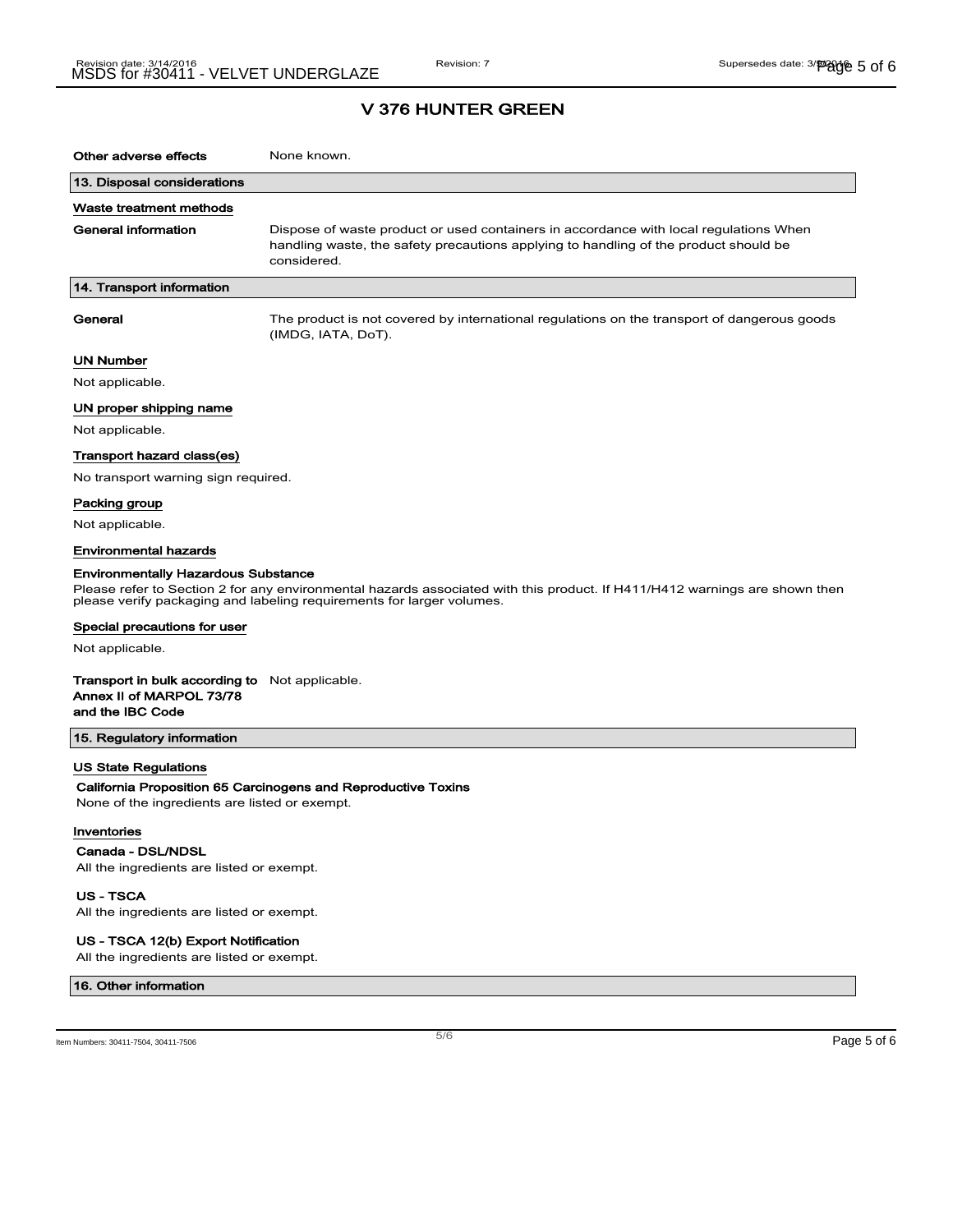# V 376 HUNTER GREEN

**Other adverse effects** None known.

## 13. Disposal considerations

### Waste treatment methods

**General information** Dispose of waste product or used containers in accordance with local regulations When handling waste, the safety precautions applying to handling of the product should be considered.

## 14. Transport information

**General** The product is not covered by international regulations on the transport of dangerous goods (IMDG, IATA, DoT).

### UN Number

Not applicable.

### UN proper shipping name

Not applicable.

### Transport hazard class(es)

No transport warning sign required.

### Packing group

Not applicable.

### Environmental hazards

**Environmentally Hazardous Substance**

Please refer to Section 2 for any environmental hazards associated with this product. If H411/H412 warnings are shown then please verify packaging and labeling requirements for larger volumes.

### Special precautions for user

Not applicable.

**Transport in bulk according to Annex II of MARPOL 73/78 and the IBC Code** Not applicable.

## 15. Regulatory information

### US State Regulations

**California Proposition 65 Carcinogens and Reproductive Toxins**

None of the ingredients are listed or exempt.

### Inventories

**Canada - DSL/NDSL**

All the ingredients are listed or exempt.

**US - TSCA**

All the ingredients are listed or exempt.

**US - TSCA 12(b) Export Notification**

All the ingredients are listed or exempt.

## 16. Other information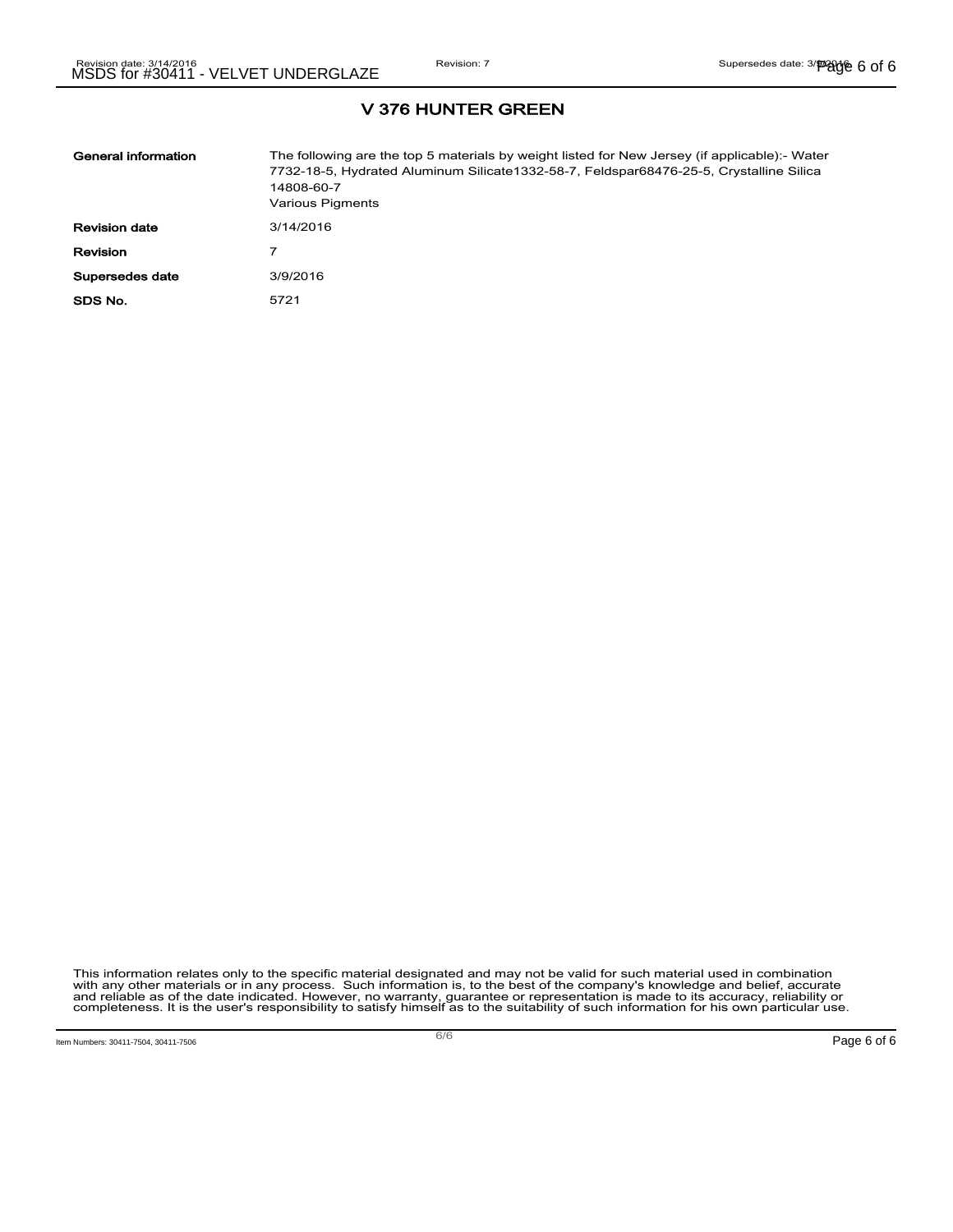## V 376 HUNTER GREEN

| | |
|---|---|
| **General information** | The following are the top 5 materials by weight listed for New Jersey (if applicable):- Water 7732-18-5, Hydrated Aluminum Silicate1332-58-7, Feldspar68476-25-5, Crystalline Silica 14808-60-7<br>Various Pigments |
| **Revision date** | 3/14/2016 |
| **Revision** | 7 |
| **Supersedes date** | 3/9/2016 |
| **SDS No.** | 5721 |

This information relates only to the specific material designated and may not be valid for such material used in combination with any other materials or in any process. Such information is, to the best of the company's knowledge and belief, accurate and reliable as of the date indicated. However, no warranty, guarantee or representation is made to its accuracy, reliability or completeness. It is the user's responsibility to satisfy himself as to the suitability of such information for his own particular use.

Item Numbers: 30411-7504, 30411-7506